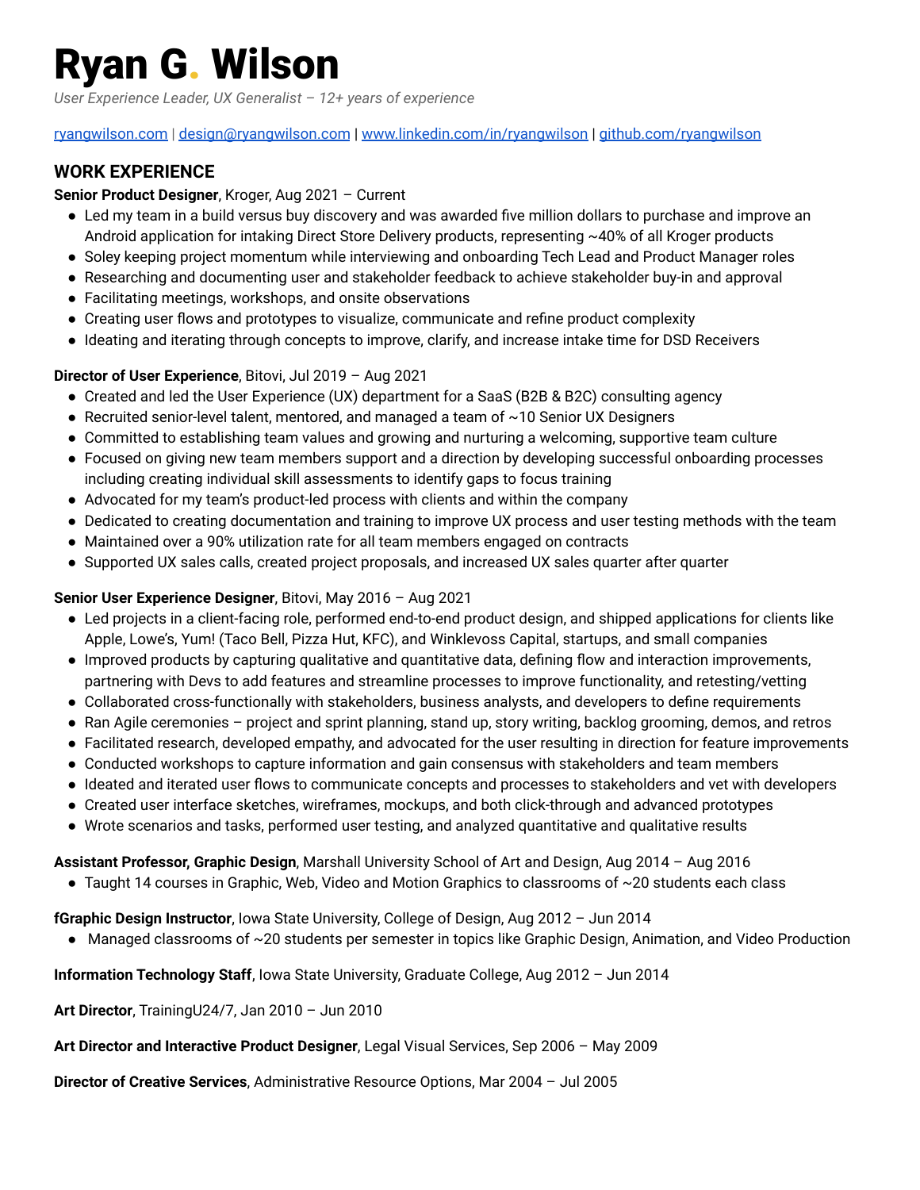# Ryan G. Wilson

*User Experience Leader, UX Generalist – 12+ years of experience*

[ryangwilson.com](https://ryangwilson.com) | [design@ryangwilson.com](mailto:design@ryangwilson.com) | [www.linkedin.com/in/ryangwilson](https://www.linkedin.com/in/ryangwilson) | [github.com/ryangwilson](https://github.com/ryangwilson)

## WORK EXPERIENCE

**Senior Product Designer**, Kroger, Aug 2021 – Current

- Led my team in a build versus buy discovery and was awarded five million dollars to purchase and improve an Android application for intaking Direct Store Delivery products, representing ~40% of all Kroger products
- Soley keeping project momentum while interviewing and onboarding Tech Lead and Product Manager roles
- Researching and documenting user and stakeholder feedback to achieve stakeholder buy-in and approval
- Facilitating meetings, workshops, and onsite observations
- Creating user flows and prototypes to visualize, communicate and refine product complexity
- Ideating and iterating through concepts to improve, clarify, and increase intake time for DSD Receivers

**Director of User Experience**, Bitovi, Jul 2019 – Aug 2021

- Created and led the User Experience (UX) department for a SaaS (B2B & B2C) consulting agency
- Recruited senior-level talent, mentored, and managed a team of ~10 Senior UX Designers
- Committed to establishing team values and growing and nurturing a welcoming, supportive team culture
- Focused on giving new team members support and a direction by developing successful onboarding processes including creating individual skill assessments to identify gaps to focus training
- Advocated for my team's product-led process with clients and within the company
- Dedicated to creating documentation and training to improve UX process and user testing methods with the team
- Maintained over a 90% utilization rate for all team members engaged on contracts
- Supported UX sales calls, created project proposals, and increased UX sales quarter after quarter

**Senior User Experience Designer**, Bitovi, May 2016 – Aug 2021

- Led projects in a client-facing role, performed end-to-end product design, and shipped applications for clients like Apple, Lowe's, Yum! (Taco Bell, Pizza Hut, KFC), and Winklevoss Capital, startups, and small companies
- Improved products by capturing qualitative and quantitative data, defining flow and interaction improvements, partnering with Devs to add features and streamline processes to improve functionality, and retesting/vetting
- Collaborated cross-functionally with stakeholders, business analysts, and developers to define requirements
- Ran Agile ceremonies – project and sprint planning, stand up, story writing, backlog grooming, demos, and retros
- Facilitated research, developed empathy, and advocated for the user resulting in direction for feature improvements
- Conducted workshops to capture information and gain consensus with stakeholders and team members
- Ideated and iterated user flows to communicate concepts and processes to stakeholders and vet with developers
- Created user interface sketches, wireframes, mockups, and both click-through and advanced prototypes
- Wrote scenarios and tasks, performed user testing, and analyzed quantitative and qualitative results

**Assistant Professor, Graphic Design**, Marshall University School of Art and Design, Aug 2014 – Aug 2016

- Taught 14 courses in Graphic, Web, Video and Motion Graphics to classrooms of ~20 students each class

**fGraphic Design Instructor**, Iowa State University, College of Design, Aug 2012 – Jun 2014

- Managed classrooms of ~20 students per semester in topics like Graphic Design, Animation, and Video Production

**Information Technology Staff**, Iowa State University, Graduate College, Aug 2012 – Jun 2014

**Art Director**, TrainingU24/7, Jan 2010 – Jun 2010

**Art Director and Interactive Product Designer**, Legal Visual Services, Sep 2006 – May 2009

**Director of Creative Services**, Administrative Resource Options, Mar 2004 – Jul 2005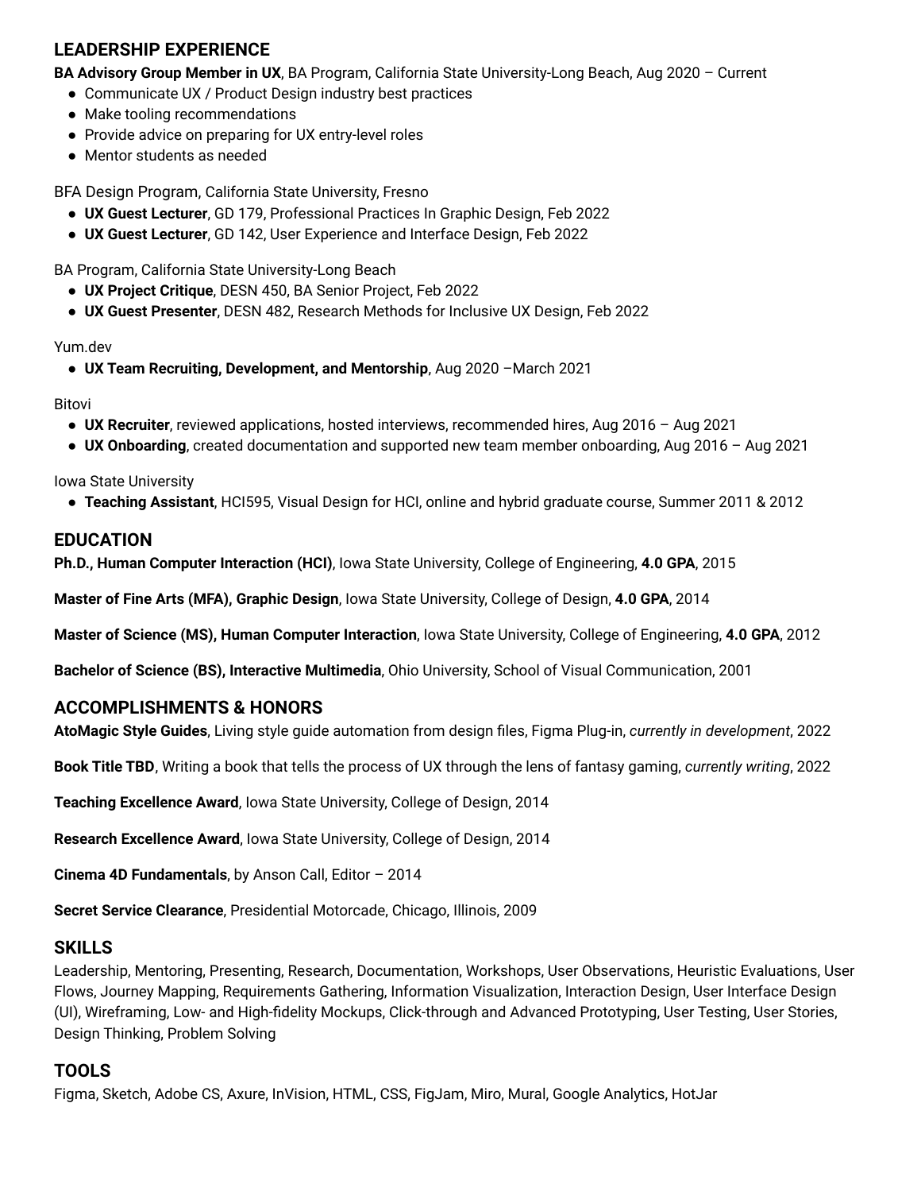## LEADERSHIP EXPERIENCE

**BA Advisory Group Member in UX**, BA Program, California State University-Long Beach, Aug 2020 – Current

- Communicate UX / Product Design industry best practices
- Make tooling recommendations
- Provide advice on preparing for UX entry-level roles
- Mentor students as needed

BFA Design Program, California State University, Fresno

- **UX Guest Lecturer**, GD 179, Professional Practices In Graphic Design, Feb 2022
- **UX Guest Lecturer**, GD 142, User Experience and Interface Design, Feb 2022

BA Program, California State University-Long Beach

- **UX Project Critique**, DESN 450, BA Senior Project, Feb 2022
- **UX Guest Presenter**, DESN 482, Research Methods for Inclusive UX Design, Feb 2022

Yum.dev

- **UX Team Recruiting, Development, and Mentorship**, Aug 2020 –March 2021

Bitovi

- **UX Recruiter**, reviewed applications, hosted interviews, recommended hires, Aug 2016 – Aug 2021
- **UX Onboarding**, created documentation and supported new team member onboarding, Aug 2016 – Aug 2021

Iowa State University

- **Teaching Assistant**, HCI595, Visual Design for HCI, online and hybrid graduate course, Summer 2011 & 2012

## EDUCATION

**Ph.D., Human Computer Interaction (HCI)**, Iowa State University, College of Engineering, **4.0 GPA**, 2015

**Master of Fine Arts (MFA), Graphic Design**, Iowa State University, College of Design, **4.0 GPA**, 2014

**Master of Science (MS), Human Computer Interaction**, Iowa State University, College of Engineering, **4.0 GPA**, 2012

**Bachelor of Science (BS), Interactive Multimedia**, Ohio University, School of Visual Communication, 2001

## ACCOMPLISHMENTS & HONORS

**AtoMagic Style Guides**, Living style guide automation from design files, Figma Plug-in, *currently in development*, 2022

**Book Title TBD**, Writing a book that tells the process of UX through the lens of fantasy gaming, *currently writing*, 2022

**Teaching Excellence Award**, Iowa State University, College of Design, 2014

**Research Excellence Award**, Iowa State University, College of Design, 2014

**Cinema 4D Fundamentals**, by Anson Call, Editor – 2014

**Secret Service Clearance**, Presidential Motorcade, Chicago, Illinois, 2009

## SKILLS

Leadership, Mentoring, Presenting, Research, Documentation, Workshops, User Observations, Heuristic Evaluations, User Flows, Journey Mapping, Requirements Gathering, Information Visualization, Interaction Design, User Interface Design (UI), Wireframing, Low- and High-fidelity Mockups, Click-through and Advanced Prototyping, User Testing, User Stories, Design Thinking, Problem Solving

## TOOLS

Figma, Sketch, Adobe CS, Axure, InVision, HTML, CSS, FigJam, Miro, Mural, Google Analytics, HotJar